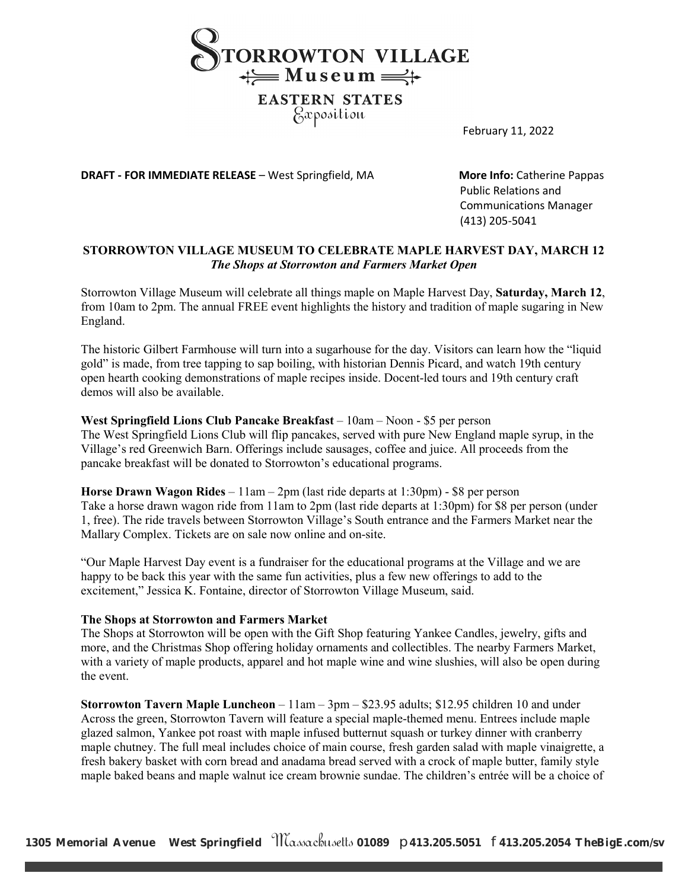STORROWTON VILLAGE Museum

EASTERN STATES Exposition

February 11, 2022

**DRAFT - FOR IMMEDIATE RELEASE** – West Springfield, MA

**More Info:** Catherine Pappas
Public Relations and Communications Manager
(413) 205-5041

## STORROWTON VILLAGE MUSEUM TO CELEBRATE MAPLE HARVEST DAY, MARCH 12

***The Shops at Storrowton and Farmers Market Open***

Storrowton Village Museum will celebrate all things maple on Maple Harvest Day, **Saturday, March 12**, from 10am to 2pm. The annual FREE event highlights the history and tradition of maple sugaring in New England.

The historic Gilbert Farmhouse will turn into a sugarhouse for the day. Visitors can learn how the "liquid gold" is made, from tree tapping to sap boiling, with historian Dennis Picard, and watch 19th century open hearth cooking demonstrations of maple recipes inside. Docent-led tours and 19th century craft demos will also be available.

**West Springfield Lions Club Pancake Breakfast** – 10am – Noon - $5 per person
The West Springfield Lions Club will flip pancakes, served with pure New England maple syrup, in the Village's red Greenwich Barn. Offerings include sausages, coffee and juice. All proceeds from the pancake breakfast will be donated to Storrowton's educational programs.

**Horse Drawn Wagon Rides** – 11am – 2pm (last ride departs at 1:30pm) - $8 per person
Take a horse drawn wagon ride from 11am to 2pm (last ride departs at 1:30pm) for $8 per person (under 1, free). The ride travels between Storrowton Village's South entrance and the Farmers Market near the Mallary Complex. Tickets are on sale now online and on-site.

"Our Maple Harvest Day event is a fundraiser for the educational programs at the Village and we are happy to be back this year with the same fun activities, plus a few new offerings to add to the excitement," Jessica K. Fontaine, director of Storrowton Village Museum, said.

**The Shops at Storrowton and Farmers Market**
The Shops at Storrowton will be open with the Gift Shop featuring Yankee Candles, jewelry, gifts and more, and the Christmas Shop offering holiday ornaments and collectibles. The nearby Farmers Market, with a variety of maple products, apparel and hot maple wine and wine slushies, will also be open during the event.

**Storrowton Tavern Maple Luncheon** – 11am – 3pm – $23.95 adults; $12.95 children 10 and under
Across the green, Storrowton Tavern will feature a special maple-themed menu. Entrees include maple glazed salmon, Yankee pot roast with maple infused butternut squash or turkey dinner with cranberry maple chutney. The full meal includes choice of main course, fresh garden salad with maple vinaigrette, a fresh bakery basket with corn bread and anadama bread served with a crock of maple butter, family style maple baked beans and maple walnut ice cream brownie sundae. The children's entrée will be a choice of

**1305 Memorial Avenue West Springfield Massachusetts 01089 p 413.205.5051 f 413.205.2054 TheBigE.com/sv**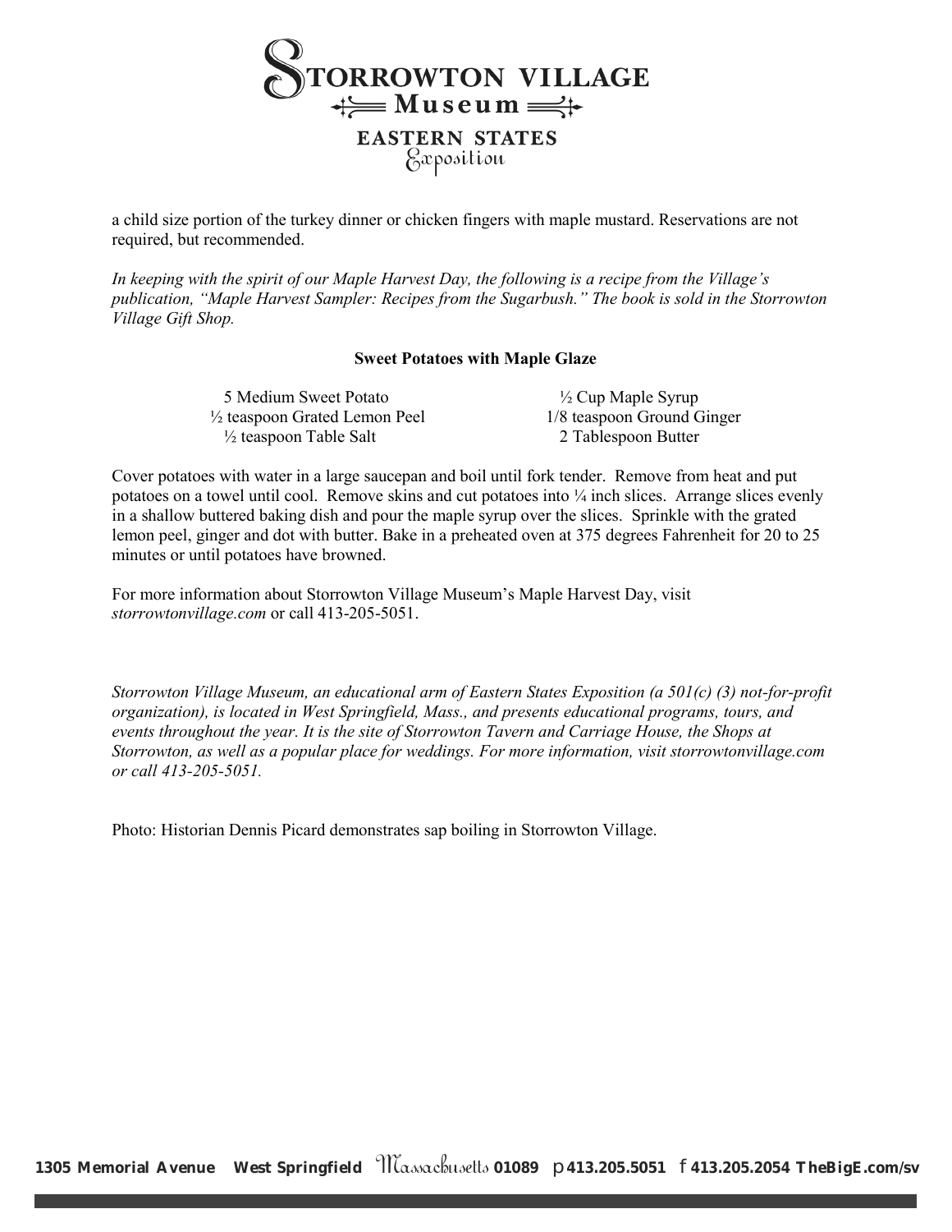a child size portion of the turkey dinner or chicken fingers with maple mustard. Reservations are not required, but recommended.

*In keeping with the spirit of our Maple Harvest Day, the following is a recipe from the Village's publication, "Maple Harvest Sampler: Recipes from the Sugarbush." The book is sold in the Storrowton Village Gift Shop.*

**Sweet Potatoes with Maple Glaze**

| | |
|---|---|
| 5 Medium Sweet Potato | ½ Cup Maple Syrup |
| ½ teaspoon Grated Lemon Peel | 1/8 teaspoon Ground Ginger |
| ½ teaspoon Table Salt | 2 Tablespoon Butter |

Cover potatoes with water in a large saucepan and boil until fork tender. Remove from heat and put potatoes on a towel until cool. Remove skins and cut potatoes into ¼ inch slices. Arrange slices evenly in a shallow buttered baking dish and pour the maple syrup over the slices. Sprinkle with the grated lemon peel, ginger and dot with butter. Bake in a preheated oven at 375 degrees Fahrenheit for 20 to 25 minutes or until potatoes have browned.

For more information about Storrowton Village Museum's Maple Harvest Day, visit *storrowtonvillage.com* or call 413-205-5051.

*Storrowton Village Museum, an educational arm of Eastern States Exposition (a 501(c) (3) not-for-profit organization), is located in West Springfield, Mass., and presents educational programs, tours, and events throughout the year. It is the site of Storrowton Tavern and Carriage House, the Shops at Storrowton, as well as a popular place for weddings. For more information, visit storrowtonvillage.com or call 413-205-5051.*

Photo: Historian Dennis Picard demonstrates sap boiling in Storrowton Village.